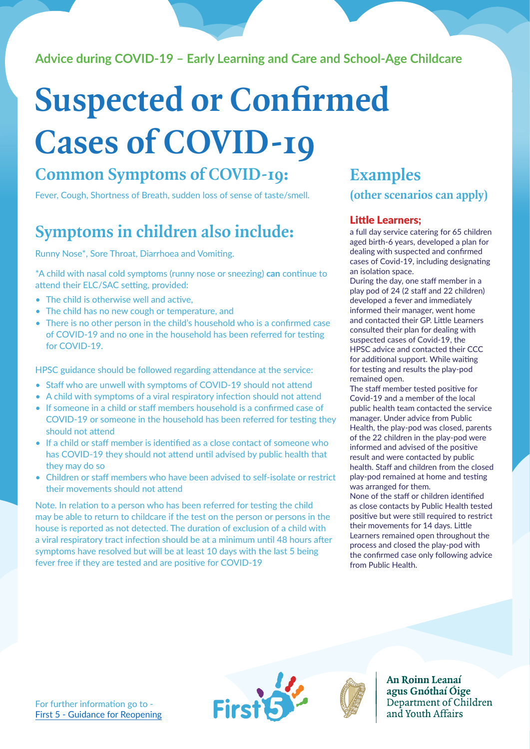Advice during COVID-19 – Early Learning and Care and School-Age Childcare

# Suspected or Confirmed Cases of COVID-19

## Common Symptoms of COVID-19:

Fever, Cough, Shortness of Breath, sudden loss of sense of taste/smell.

## Symptoms in children also include:

Runny Nose*, Sore Throat, Diarrhoea and Vomiting.

*A child with nasal cold symptoms (runny nose or sneezing) **can** continue to attend their ELC/SAC setting, provided:

- The child is otherwise well and active,
- The child has no new cough or temperature, and
- There is no other person in the child's household who is a confirmed case of COVID-19 and no one in the household has been referred for testing for COVID-19.

HPSC guidance should be followed regarding attendance at the service:

- Staff who are unwell with symptoms of COVID-19 should not attend
- A child with symptoms of a viral respiratory infection should not attend
- If someone in a child or staff members household is a confirmed case of COVID-19 or someone in the household has been referred for testing they should not attend
- If a child or staff member is identified as a close contact of someone who has COVID-19 they should not attend until advised by public health that they may do so
- Children or staff members who have been advised to self-isolate or restrict their movements should not attend

Note. In relation to a person who has been referred for testing the child may be able to return to childcare if the test on the person or persons in the house is reported as not detected. The duration of exclusion of a child with a viral respiratory tract infection should be at a minimum until 48 hours after symptoms have resolved but will be at least 10 days with the last 5 being fever free if they are tested and are positive for COVID-19

## Examples

### (other scenarios can apply)

**Little Learners;**

a full day service catering for 65 children aged birth-6 years, developed a plan for dealing with suspected and confirmed cases of Covid-19, including designating an isolation space.

During the day, one staff member in a play pod of 24 (2 staff and 22 children) developed a fever and immediately informed their manager, went home and contacted their GP. Little Learners consulted their plan for dealing with suspected cases of Covid-19, the HPSC advice and contacted their CCC for additional support. While waiting for testing and results the play-pod remained open.

The staff member tested positive for Covid-19 and a member of the local public health team contacted the service manager. Under advice from Public Health, the play-pod was closed, parents of the 22 children in the play-pod were informed and advised of the positive result and were contacted by public health. Staff and children from the closed play-pod remained at home and testing was arranged for them.

None of the staff or children identified as close contacts by Public Health tested positive but were still required to restrict their movements for 14 days. Little Learners remained open throughout the process and closed the play-pod with the confirmed case only following advice from Public Health.

For further information go to - First 5 - Guidance for Reopening

An Roinn Leanaí agus Gnóthaí Óige
Department of Children and Youth Affairs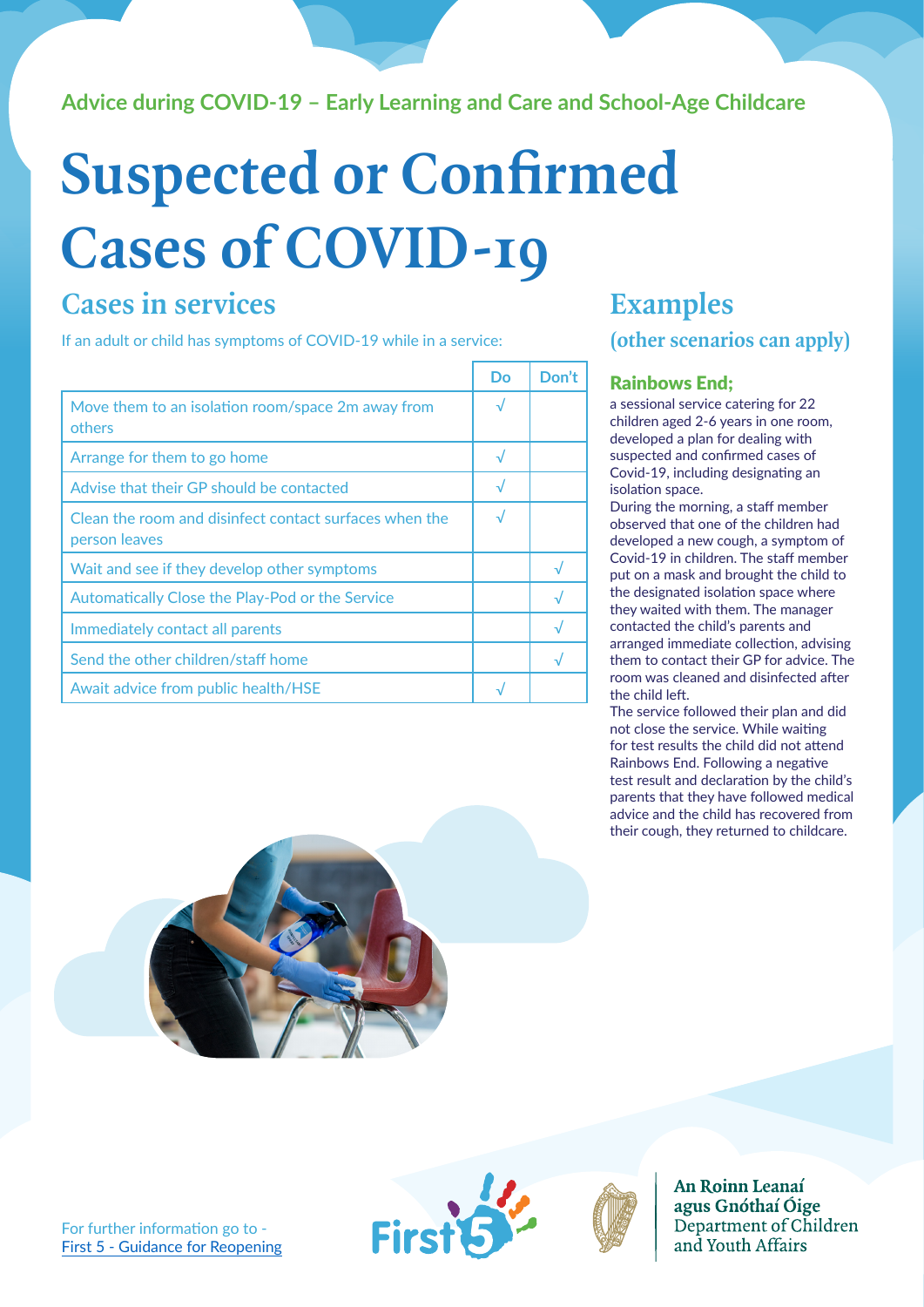Advice during COVID-19 – Early Learning and Care and School-Age Childcare

# Suspected or Confirmed Cases of COVID-19

## Cases in services

If an adult or child has symptoms of COVID-19 while in a service:

| | Do | Don't |
|---|---|---|
| Move them to an isolation room/space 2m away from others | √ | |
| Arrange for them to go home | √ | |
| Advise that their GP should be contacted | √ | |
| Clean the room and disinfect contact surfaces when the person leaves | √ | |
| Wait and see if they develop other symptoms | | √ |
| Automatically Close the Play-Pod or the Service | | √ |
| Immediately contact all parents | | √ |
| Send the other children/staff home | | √ |
| Await advice from public health/HSE | √ | |

## Examples

### (other scenarios can apply)

**Rainbows End;**

a sessional service catering for 22 children aged 2-6 years in one room, developed a plan for dealing with suspected and confirmed cases of Covid-19, including designating an isolation space.

During the morning, a staff member observed that one of the children had developed a new cough, a symptom of Covid-19 in children. The staff member put on a mask and brought the child to the designated isolation space where they waited with them. The manager contacted the child's parents and arranged immediate collection, advising them to contact their GP for advice. The room was cleaned and disinfected after the child left.

The service followed their plan and did not close the service. While waiting for test results the child did not attend Rainbows End. Following a negative test result and declaration by the child's parents that they have followed medical advice and the child has recovered from their cough, they returned to childcare.

For further information go to - First 5 - Guidance for Reopening

An Roinn Leanaí agus Gnóthaí Óige
Department of Children and Youth Affairs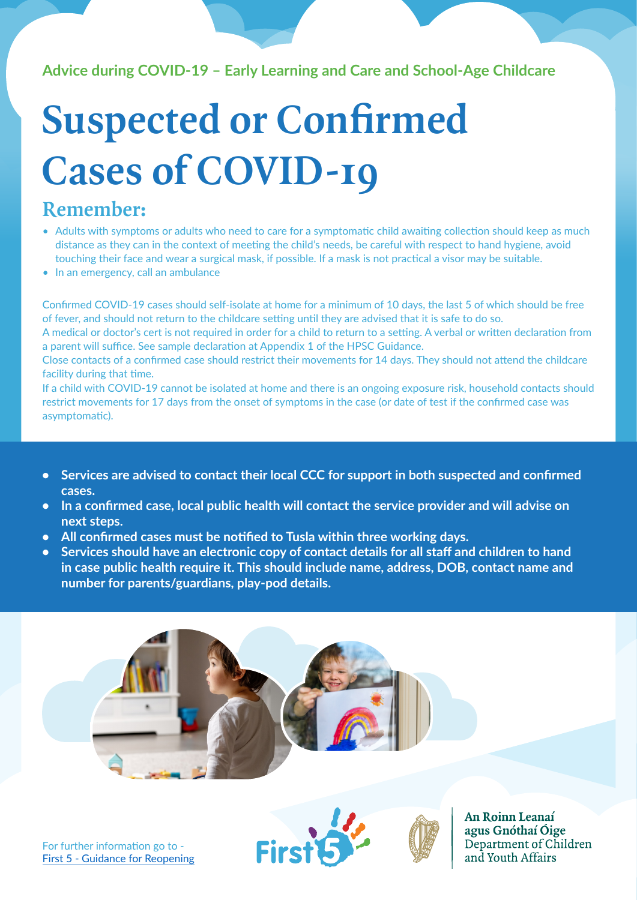Advice during COVID-19 – Early Learning and Care and School-Age Childcare

# Suspected or Confirmed Cases of COVID-19

## Remember:

- Adults with symptoms or adults who need to care for a symptomatic child awaiting collection should keep as much distance as they can in the context of meeting the child's needs, be careful with respect to hand hygiene, avoid touching their face and wear a surgical mask, if possible. If a mask is not practical a visor may be suitable.
- In an emergency, call an ambulance

Confirmed COVID-19 cases should self-isolate at home for a minimum of 10 days, the last 5 of which should be free of fever, and should not return to the childcare setting until they are advised that it is safe to do so.

A medical or doctor's cert is not required in order for a child to return to a setting. A verbal or written declaration from a parent will suffice. See sample declaration at Appendix 1 of the HPSC Guidance.

Close contacts of a confirmed case should restrict their movements for 14 days. They should not attend the childcare facility during that time.

If a child with COVID-19 cannot be isolated at home and there is an ongoing exposure risk, household contacts should restrict movements for 17 days from the onset of symptoms in the case (or date of test if the confirmed case was asymptomatic).

- **Services are advised to contact their local CCC for support in both suspected and confirmed cases.**
- **In a confirmed case, local public health will contact the service provider and will advise on next steps.**
- **All confirmed cases must be notified to Tusla within three working days.**
- **Services should have an electronic copy of contact details for all staff and children to hand in case public health require it. This should include name, address, DOB, contact name and number for parents/guardians, play-pod details.**

For further information go to - First 5 - Guidance for Reopening

An Roinn Leanaí agus Gnóthaí Óige
Department of Children and Youth Affairs